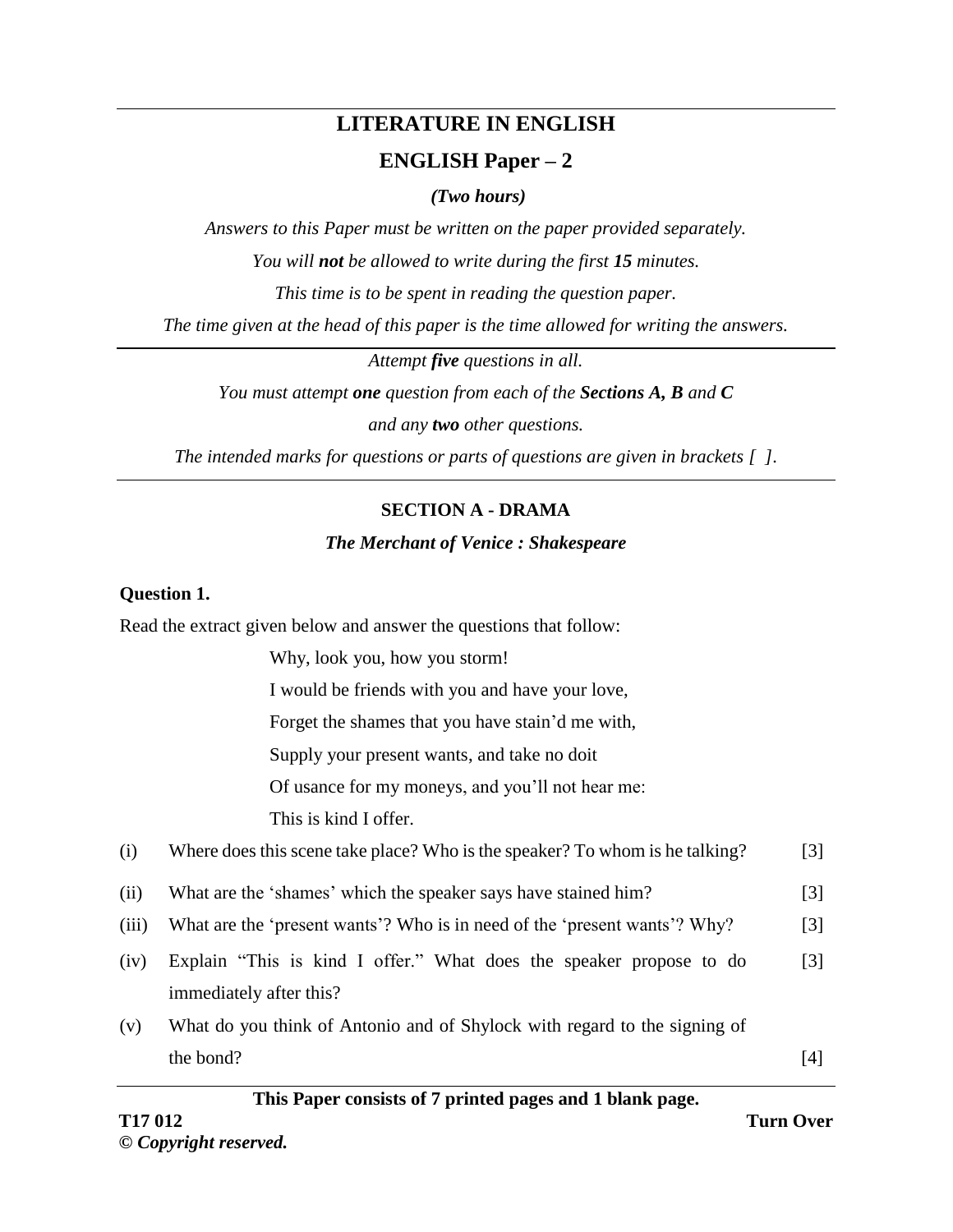# LITERATURE IN ENGLISH

## ENGLISH Paper – 2

*(Two hours)*

*Answers to this Paper must be written on the paper provided separately.*

*You will **not** be allowed to write during the first **15** minutes.*

*This time is to be spent in reading the question paper.*

*The time given at the head of this paper is the time allowed for writing the answers.*

---

*Attempt **five** questions in all.*

*You must attempt **one** question from each of the **Sections A, B** and **C***

*and any **two** other questions.*

*The intended marks for questions or parts of questions are given in brackets [ ].*

---

### SECTION A - DRAMA

***The Merchant of Venice : Shakespeare***

**Question 1.**

Read the extract given below and answer the questions that follow:

> Why, look you, how you storm!
> I would be friends with you and have your love,
> Forget the shames that you have stain'd me with,
> Supply your present wants, and take no doit
> Of usance for my moneys, and you'll not hear me:
> This is kind I offer.

(i) Where does this scene take place? Who is the speaker? To whom is he talking? [3]

(ii) What are the 'shames' which the speaker says have stained him? [3]

(iii) What are the 'present wants'? Who is in need of the 'present wants'? Why? [3]

(iv) Explain "This is kind I offer." What does the speaker propose to do immediately after this? [3]

(v) What do you think of Antonio and of Shylock with regard to the signing of the bond? [4]

**This Paper consists of 7 printed pages and 1 blank page.**

T17 012

© *Copyright reserved.*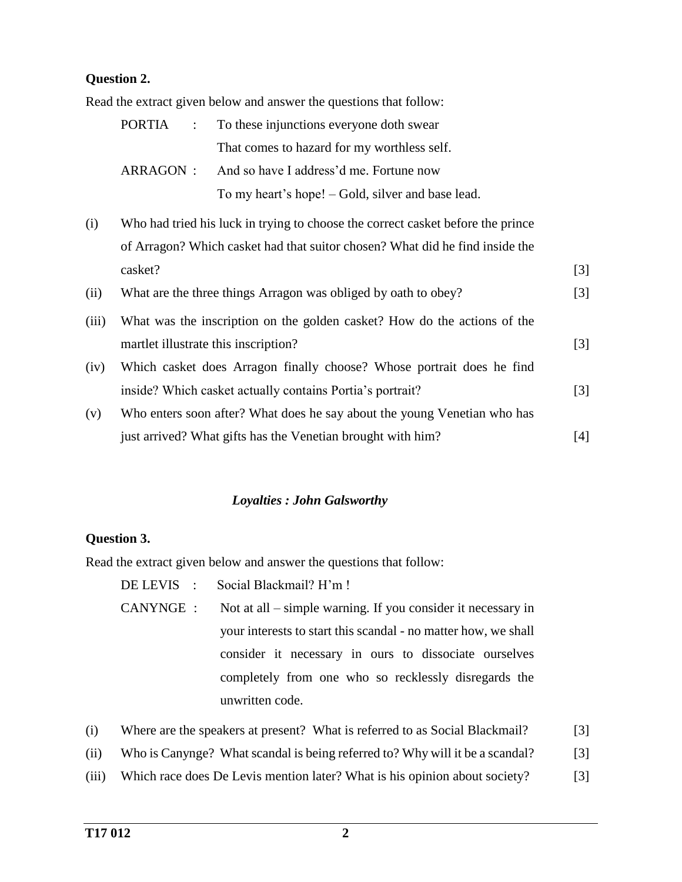### Question 2.

Read the extract given below and answer the questions that follow:

> PORTIA : To these injunctions everyone doth swear
> That comes to hazard for my worthless self.
>
> ARRAGON : And so have I address'd me. Fortune now
> To my heart's hope! – Gold, silver and base lead.

(i) Who had tried his luck in trying to choose the correct casket before the prince of Arragon? Which casket had that suitor chosen? What did he find inside the casket? [3]

(ii) What are the three things Arragon was obliged by oath to obey? [3]

(iii) What was the inscription on the golden casket? How do the actions of the martlet illustrate this inscription? [3]

(iv) Which casket does Arragon finally choose? Whose portrait does he find inside? Which casket actually contains Portia's portrait? [3]

(v) Who enters soon after? What does he say about the young Venetian who has just arrived? What gifts has the Venetian brought with him? [4]

## *Loyalties : John Galsworthy*

### Question 3.

Read the extract given below and answer the questions that follow:

> DE LEVIS : Social Blackmail? H'm !
>
> CANYNGE : Not at all – simple warning. If you consider it necessary in your interests to start this scandal - no matter how, we shall consider it necessary in ours to dissociate ourselves completely from one who so recklessly disregards the unwritten code.

(i) Where are the speakers at present? What is referred to as Social Blackmail? [3]

(ii) Who is Canynge? What scandal is being referred to? Why will it be a scandal? [3]

(iii) Which race does De Levis mention later? What is his opinion about society? [3]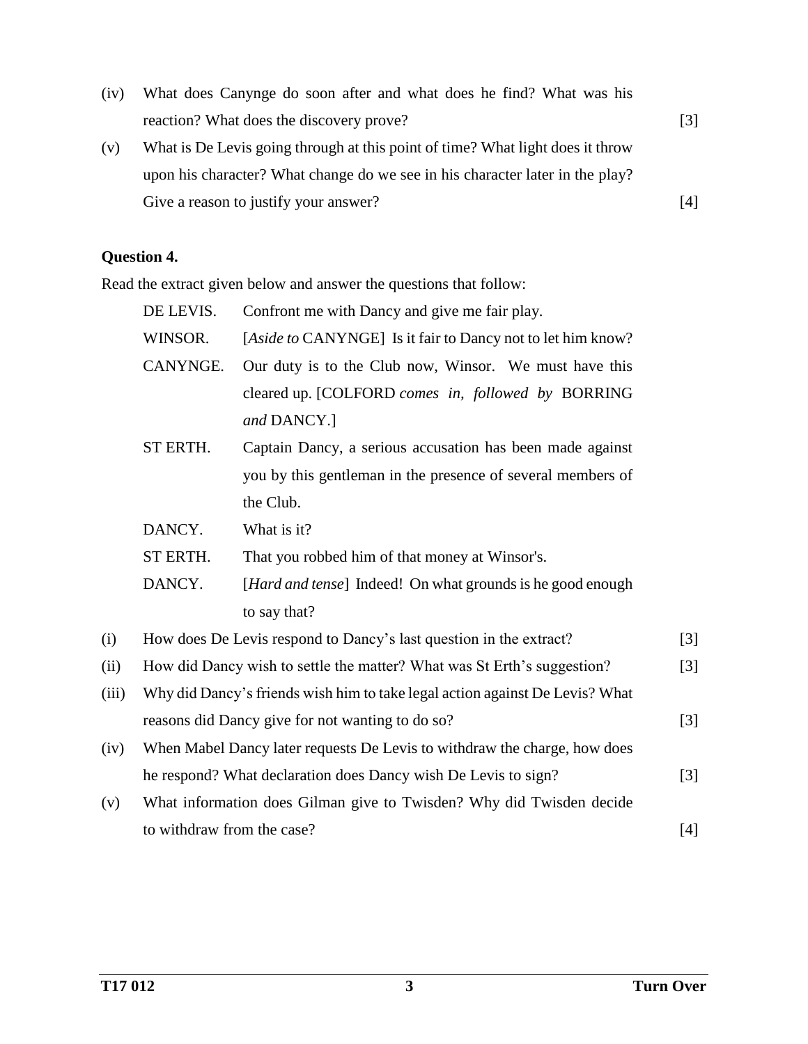(iv) What does Canynge do soon after and what does he find? What was his reaction? What does the discovery prove? [3]

(v) What is De Levis going through at this point of time? What light does it throw upon his character? What change do we see in his character later in the play? Give a reason to justify your answer? [4]

**Question 4.**

Read the extract given below and answer the questions that follow:

| | |
|---|---|
| DE LEVIS. | Confront me with Dancy and give me fair play. |
| WINSOR. | [*Aside to* CANYNGE] Is it fair to Dancy not to let him know? |
| CANYNGE. | Our duty is to the Club now, Winsor. We must have this cleared up. [COLFORD *comes in, followed by* BORRING *and* DANCY.] |
| ST ERTH. | Captain Dancy, a serious accusation has been made against you by this gentleman in the presence of several members of the Club. |
| DANCY. | What is it? |
| ST ERTH. | That you robbed him of that money at Winsor's. |
| DANCY. | [*Hard and tense*] Indeed! On what grounds is he good enough to say that? |

(i) How does De Levis respond to Dancy's last question in the extract? [3]

(ii) How did Dancy wish to settle the matter? What was St Erth's suggestion? [3]

(iii) Why did Dancy's friends wish him to take legal action against De Levis? What reasons did Dancy give for not wanting to do so? [3]

(iv) When Mabel Dancy later requests De Levis to withdraw the charge, how does he respond? What declaration does Dancy wish De Levis to sign? [3]

(v) What information does Gilman give to Twisden? Why did Twisden decide to withdraw from the case? [4]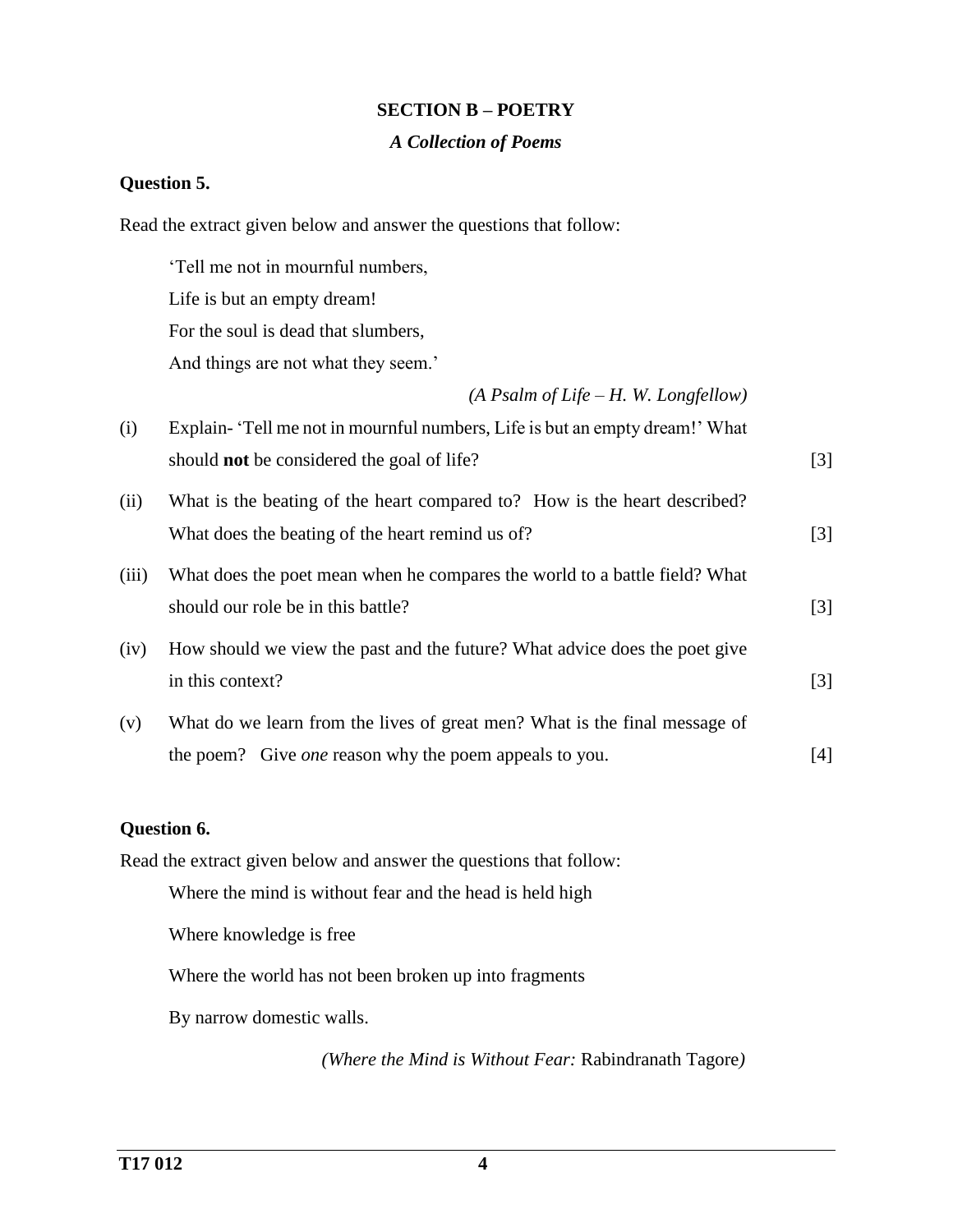## SECTION B – POETRY

### *A Collection of Poems*

**Question 5.**

Read the extract given below and answer the questions that follow:

> 'Tell me not in mournful numbers,
> Life is but an empty dream!
> For the soul is dead that slumbers,
> And things are not what they seem.'
>
> *(A Psalm of Life – H. W. Longfellow)*

(i) Explain- 'Tell me not in mournful numbers, Life is but an empty dream!' What should **not** be considered the goal of life? [3]

(ii) What is the beating of the heart compared to? How is the heart described? What does the beating of the heart remind us of? [3]

(iii) What does the poet mean when he compares the world to a battle field? What should our role be in this battle? [3]

(iv) How should we view the past and the future? What advice does the poet give in this context? [3]

(v) What do we learn from the lives of great men? What is the final message of the poem? Give *one* reason why the poem appeals to you. [4]

**Question 6.**

Read the extract given below and answer the questions that follow:

> Where the mind is without fear and the head is held high
>
> Where knowledge is free
>
> Where the world has not been broken up into fragments
>
> By narrow domestic walls.
>
> *(Where the Mind is Without Fear:* Rabindranath Tagore*)*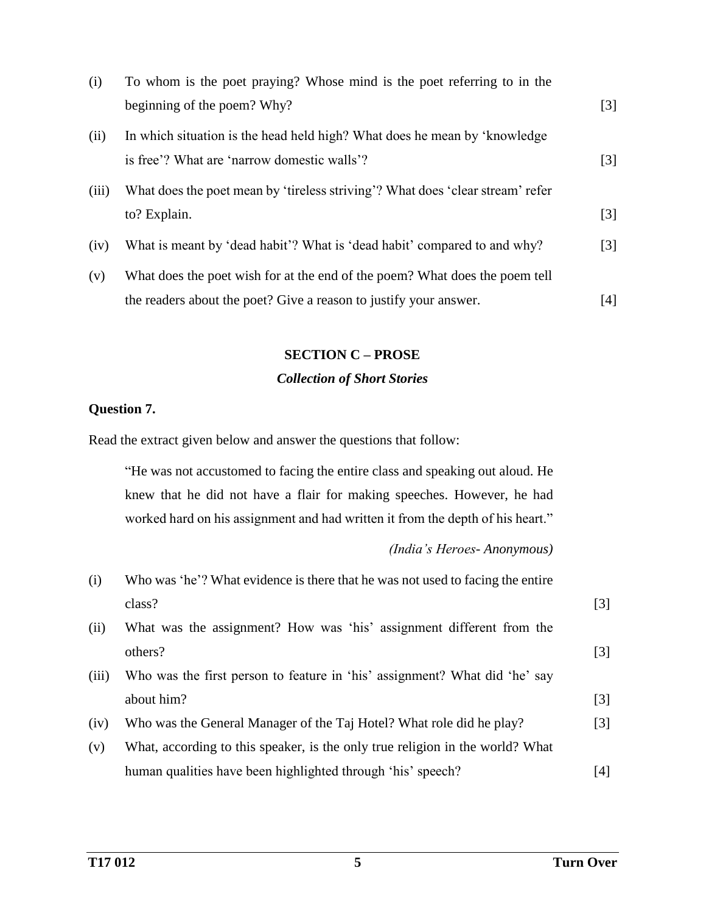(i) To whom is the poet praying? Whose mind is the poet referring to in the beginning of the poem? Why? [3]

(ii) In which situation is the head held high? What does he mean by 'knowledge is free'? What are 'narrow domestic walls'? [3]

(iii) What does the poet mean by 'tireless striving'? What does 'clear stream' refer to? Explain. [3]

(iv) What is meant by 'dead habit'? What is 'dead habit' compared to and why? [3]

(v) What does the poet wish for at the end of the poem? What does the poem tell the readers about the poet? Give a reason to justify your answer. [4]

## SECTION C – PROSE

### *Collection of Short Stories*

**Question 7.**

Read the extract given below and answer the questions that follow:

> "He was not accustomed to facing the entire class and speaking out aloud. He knew that he did not have a flair for making speeches. However, he had worked hard on his assignment and had written it from the depth of his heart."
>
> *(India's Heroes- Anonymous)*

(i) Who was 'he'? What evidence is there that he was not used to facing the entire class? [3]

(ii) What was the assignment? How was 'his' assignment different from the others? [3]

(iii) Who was the first person to feature in 'his' assignment? What did 'he' say about him? [3]

(iv) Who was the General Manager of the Taj Hotel? What role did he play? [3]

(v) What, according to this speaker, is the only true religion in the world? What human qualities have been highlighted through 'his' speech? [4]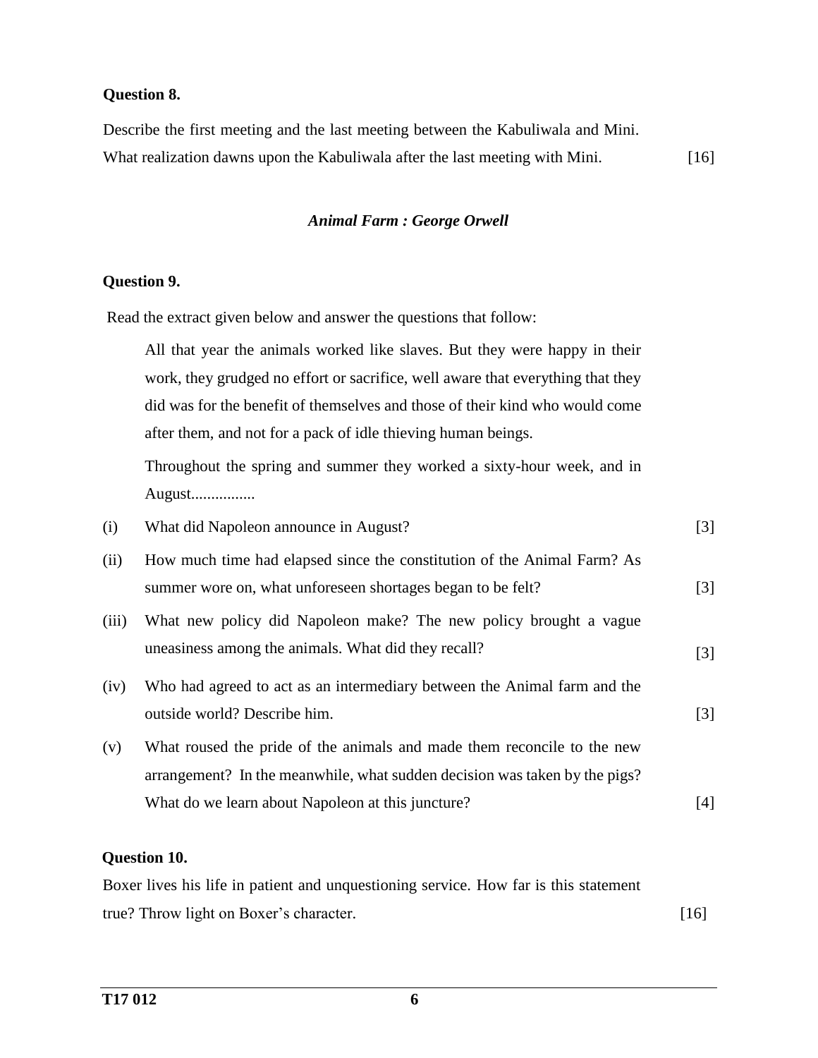**Question 8.**

Describe the first meeting and the last meeting between the Kabuliwala and Mini. What realization dawns upon the Kabuliwala after the last meeting with Mini. [16]

### *Animal Farm : George Orwell*

**Question 9.**

Read the extract given below and answer the questions that follow:

> All that year the animals worked like slaves. But they were happy in their work, they grudged no effort or sacrifice, well aware that everything that they did was for the benefit of themselves and those of their kind who would come after them, and not for a pack of idle thieving human beings.
>
> Throughout the spring and summer they worked a sixty-hour week, and in August................

(i) What did Napoleon announce in August? [3]

(ii) How much time had elapsed since the constitution of the Animal Farm? As summer wore on, what unforeseen shortages began to be felt? [3]

(iii) What new policy did Napoleon make? The new policy brought a vague uneasiness among the animals. What did they recall? [3]

(iv) Who had agreed to act as an intermediary between the Animal farm and the outside world? Describe him. [3]

(v) What roused the pride of the animals and made them reconcile to the new arrangement? In the meanwhile, what sudden decision was taken by the pigs? What do we learn about Napoleon at this juncture? [4]

**Question 10.**

Boxer lives his life in patient and unquestioning service. How far is this statement true? Throw light on Boxer's character. [16]

**T17 012**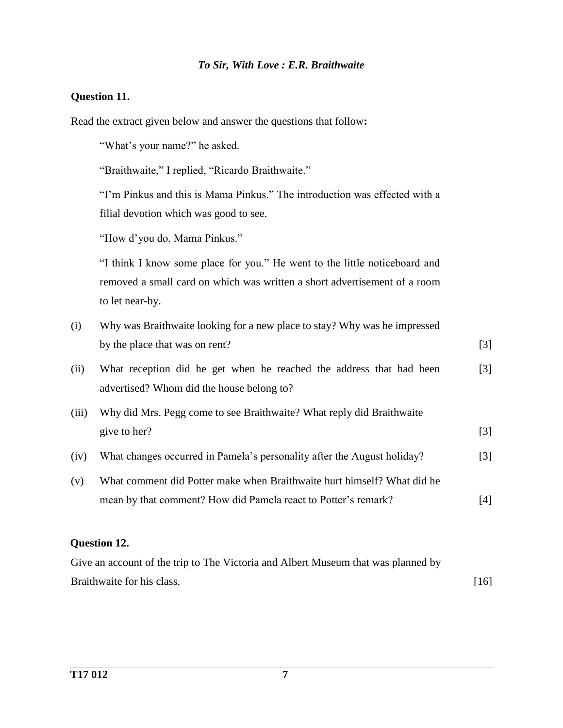***To Sir, With Love : E.R. Braithwaite***

**Question 11.**

Read the extract given below and answer the questions that follow**:**

> "What's your name?" he asked.
>
> "Braithwaite," I replied, "Ricardo Braithwaite."
>
> "I'm Pinkus and this is Mama Pinkus." The introduction was effected with a filial devotion which was good to see.
>
> "How d'you do, Mama Pinkus."
>
> "I think I know some place for you." He went to the little noticeboard and removed a small card on which was written a short advertisement of a room to let near-by.

(i) Why was Braithwaite looking for a new place to stay? Why was he impressed by the place that was on rent? [3]

(ii) What reception did he get when he reached the address that had been advertised? Whom did the house belong to? [3]

(iii) Why did Mrs. Pegg come to see Braithwaite? What reply did Braithwaite give to her? [3]

(iv) What changes occurred in Pamela's personality after the August holiday? [3]

(v) What comment did Potter make when Braithwaite hurt himself? What did he mean by that comment? How did Pamela react to Potter's remark? [4]

**Question 12.**

Give an account of the trip to The Victoria and Albert Museum that was planned by Braithwaite for his class. [16]